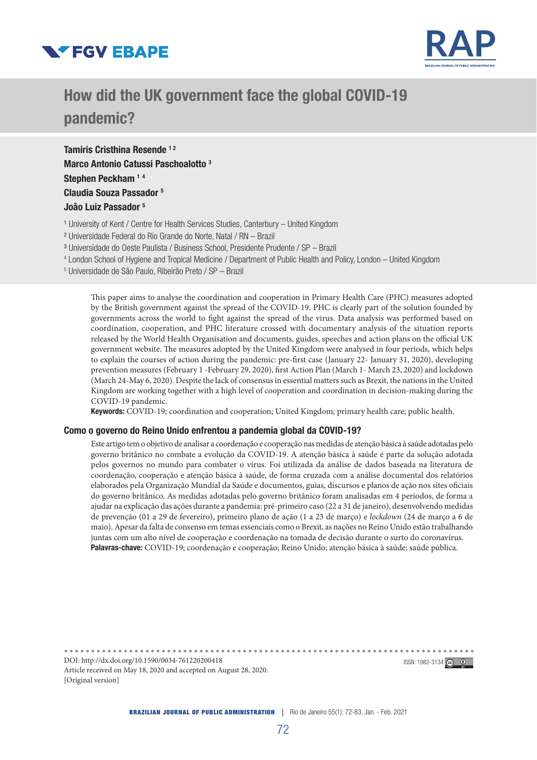# How did the UK government face the global COVID-19 pandemic?

**Tamiris Cristhina Resende** [1,2]
**Marco Antonio Catussi Paschoalotto** [3]
**Stephen Peckham** [1,4]
**Claudia Souza Passador** [5]
**João Luiz Passador** [5]

[1] University of Kent / Centre for Health Services Studies, Canterbury – United Kingdom
[2] Universidade Federal do Rio Grande do Norte, Natal / RN – Brazil
[3] Universidade do Oeste Paulista / Business School, Presidente Prudente / SP – Brazil
[4] London School of Hygiene and Tropical Medicine / Department of Public Health and Policy, London – United Kingdom
[5] Universidade de São Paulo, Ribeirão Preto / SP – Brazil

This paper aims to analyse the coordination and cooperation in Primary Health Care (PHC) measures adopted by the British government against the spread of the COVID-19. PHC is clearly part of the solution founded by governments across the world to fight against the spread of the virus. Data analysis was performed based on coordination, cooperation, and PHC literature crossed with documentary analysis of the situation reports released by the World Health Organisation and documents, guides, speeches and action plans on the official UK government website. The measures adopted by the United Kingdom were analysed in four periods, which helps to explain the courses of action during the pandemic: pre-first case (January 22- January 31, 2020), developing prevention measures (February 1 -February 29, 2020), first Action Plan (March 1- March 23, 2020) and lockdown (March 24-May 6, 2020). Despite the lack of consensus in essential matters such as Brexit, the nations in the United Kingdom are working together with a high level of cooperation and coordination in decision-making during the COVID-19 pandemic.

**Keywords:** COVID-19; coordination and cooperation; United Kingdom; primary health care; public health.

## Como o governo do Reino Unido enfrentou a pandemia global da COVID-19?

Este artigo tem o objetivo de analisar a coordenação e cooperação nas medidas de atenção básica à saúde adotadas pelo governo britânico no combate a evolução da COVID-19. A atenção básica à saúde é parte da solução adotada pelos governos no mundo para combater o vírus. Foi utilizada da análise de dados baseada na literatura de coordenação, cooperação e atenção básica à saúde, de forma cruzada com a análise documental dos relatórios elaborados pela Organização Mundial da Saúde e documentos, guias, discursos e planos de ação nos sites oficiais do governo britânico. As medidas adotadas pelo governo britânico foram analisadas em 4 períodos, de forma a ajudar na explicação das ações durante a pandemia: pré-primeiro caso (22 a 31 de janeiro), desenvolvendo medidas de prevenção (01 a 29 de fevereiro), primeiro plano de ação (1 a 23 de março) e *lockdown* (24 de março a 6 de maio). Apesar da falta de consenso em temas essenciais como o Brexit, as nações no Reino Unido estão trabalhando juntas com um alto nível de cooperação e coordenação na tomada de decisão durante o surto do coronavírus.

**Palavras-chave:** COVID-19; coordenação e cooperação; Reino Unido; atenção básica à saúde; saúde pública.

DOI: http://dx.doi.org/10.1590/0034-761220200418
Article received on May 18, 2020 and accepted on August 28, 2020.
[Original version]

ISSN: 1982-3134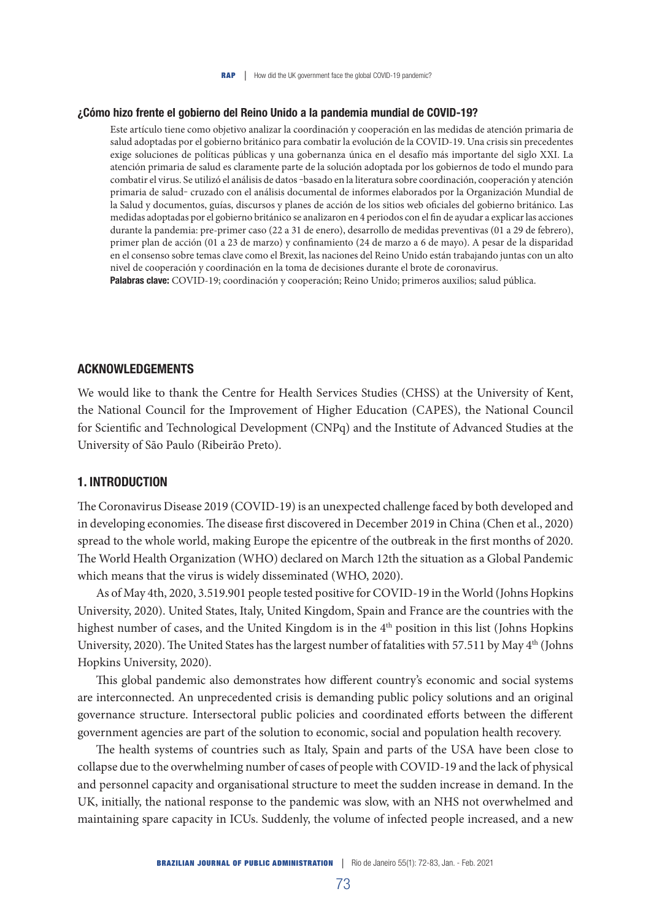### ¿Cómo hizo frente el gobierno del Reino Unido a la pandemia mundial de COVID-19?

Este artículo tiene como objetivo analizar la coordinación y cooperación en las medidas de atención primaria de salud adoptadas por el gobierno británico para combatir la evolución de la COVID-19. Una crisis sin precedentes exige soluciones de políticas públicas y una gobernanza única en el desafío más importante del siglo XXI. La atención primaria de salud es claramente parte de la solución adoptada por los gobiernos de todo el mundo para combatir el virus. Se utilizó el análisis de datos –basado en la literatura sobre coordinación, cooperación y atención primaria de salud– cruzado con el análisis documental de informes elaborados por la Organización Mundial de la Salud y documentos, guías, discursos y planes de acción de los sitios web oficiales del gobierno británico. Las medidas adoptadas por el gobierno británico se analizaron en 4 periodos con el fin de ayudar a explicar las acciones durante la pandemia: pre-primer caso (22 a 31 de enero), desarrollo de medidas preventivas (01 a 29 de febrero), primer plan de acción (01 a 23 de marzo) y confinamiento (24 de marzo a 6 de mayo). A pesar de la disparidad en el consenso sobre temas clave como el Brexit, las naciones del Reino Unido están trabajando juntas con un alto nivel de cooperación y coordinación en la toma de decisiones durante el brote de coronavirus.

**Palabras clave:** COVID-19; coordinación y cooperación; Reino Unido; primeros auxilios; salud pública.

## ACKNOWLEDGEMENTS

We would like to thank the Centre for Health Services Studies (CHSS) at the University of Kent, the National Council for the Improvement of Higher Education (CAPES), the National Council for Scientific and Technological Development (CNPq) and the Institute of Advanced Studies at the University of São Paulo (Ribeirão Preto).

## 1. INTRODUCTION

The Coronavirus Disease 2019 (COVID-19) is an unexpected challenge faced by both developed and in developing economies. The disease first discovered in December 2019 in China (Chen et al., 2020) spread to the whole world, making Europe the epicentre of the outbreak in the first months of 2020. The World Health Organization (WHO) declared on March 12th the situation as a Global Pandemic which means that the virus is widely disseminated (WHO, 2020).

As of May 4th, 2020, 3.519.901 people tested positive for COVID-19 in the World (Johns Hopkins University, 2020). United States, Italy, United Kingdom, Spain and France are the countries with the highest number of cases, and the United Kingdom is in the 4th position in this list (Johns Hopkins University, 2020). The United States has the largest number of fatalities with 57.511 by May 4th (Johns Hopkins University, 2020).

This global pandemic also demonstrates how different country's economic and social systems are interconnected. An unprecedented crisis is demanding public policy solutions and an original governance structure. Intersectoral public policies and coordinated efforts between the different government agencies are part of the solution to economic, social and population health recovery.

The health systems of countries such as Italy, Spain and parts of the USA have been close to collapse due to the overwhelming number of cases of people with COVID-19 and the lack of physical and personnel capacity and organisational structure to meet the sudden increase in demand. In the UK, initially, the national response to the pandemic was slow, with an NHS not overwhelmed and maintaining spare capacity in ICUs. Suddenly, the volume of infected people increased, and a new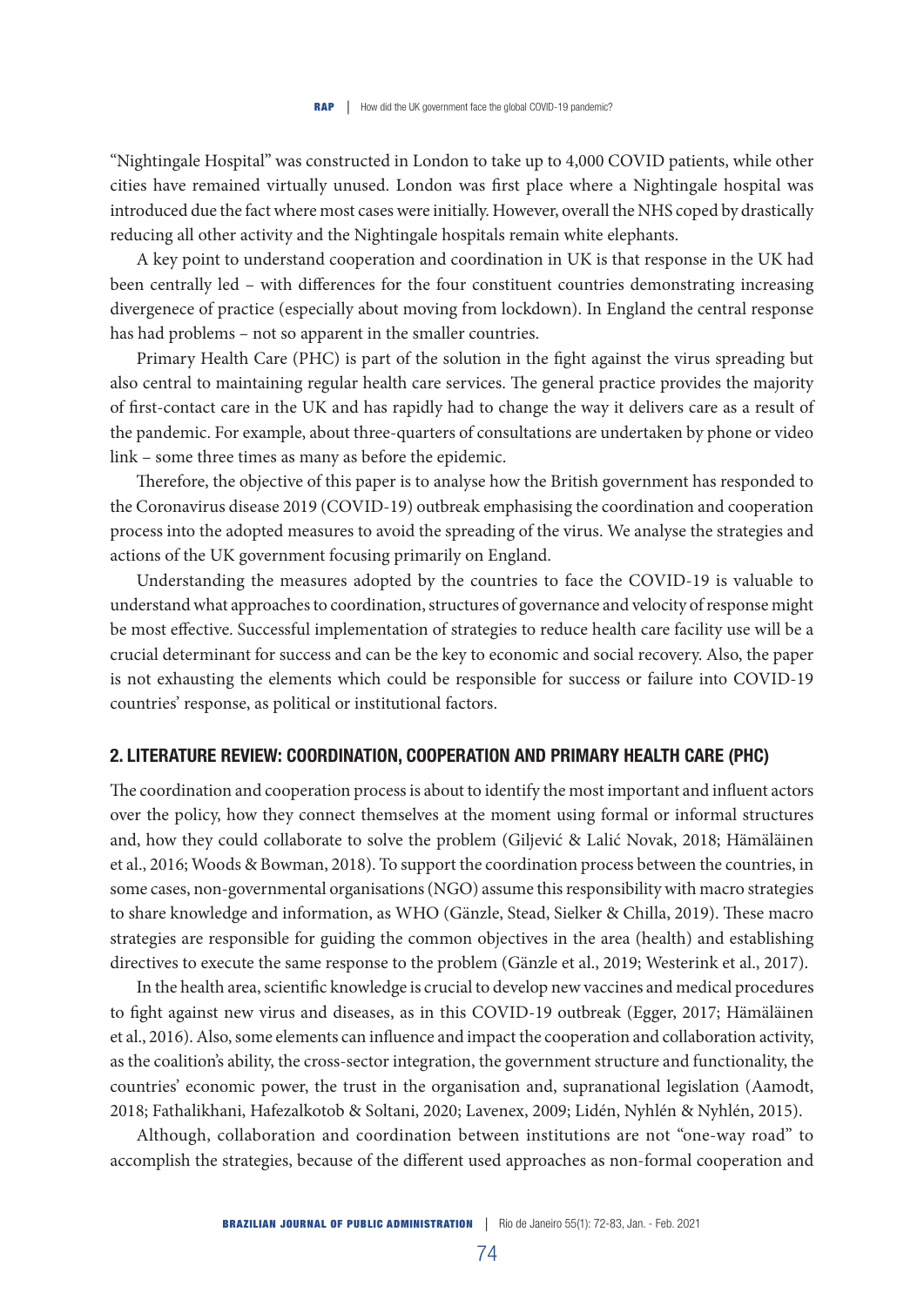"Nightingale Hospital" was constructed in London to take up to 4,000 COVID patients, while other cities have remained virtually unused. London was first place where a Nightingale hospital was introduced due the fact where most cases were initially. However, overall the NHS coped by drastically reducing all other activity and the Nightingale hospitals remain white elephants.

A key point to understand cooperation and coordination in UK is that response in the UK had been centrally led – with differences for the four constituent countries demonstrating increasing divergenece of practice (especially about moving from lockdown). In England the central response has had problems – not so apparent in the smaller countries.

Primary Health Care (PHC) is part of the solution in the fight against the virus spreading but also central to maintaining regular health care services. The general practice provides the majority of first-contact care in the UK and has rapidly had to change the way it delivers care as a result of the pandemic. For example, about three-quarters of consultations are undertaken by phone or video link – some three times as many as before the epidemic.

Therefore, the objective of this paper is to analyse how the British government has responded to the Coronavirus disease 2019 (COVID-19) outbreak emphasising the coordination and cooperation process into the adopted measures to avoid the spreading of the virus. We analyse the strategies and actions of the UK government focusing primarily on England.

Understanding the measures adopted by the countries to face the COVID-19 is valuable to understand what approaches to coordination, structures of governance and velocity of response might be most effective. Successful implementation of strategies to reduce health care facility use will be a crucial determinant for success and can be the key to economic and social recovery. Also, the paper is not exhausting the elements which could be responsible for success or failure into COVID-19 countries' response, as political or institutional factors.

## 2. LITERATURE REVIEW: COORDINATION, COOPERATION AND PRIMARY HEALTH CARE (PHC)

The coordination and cooperation process is about to identify the most important and influent actors over the policy, how they connect themselves at the moment using formal or informal structures and, how they could collaborate to solve the problem (Giljević & Lalić Novak, 2018; Hämäläinen et al., 2016; Woods & Bowman, 2018). To support the coordination process between the countries, in some cases, non-governmental organisations (NGO) assume this responsibility with macro strategies to share knowledge and information, as WHO (Gänzle, Stead, Sielker & Chilla, 2019). These macro strategies are responsible for guiding the common objectives in the area (health) and establishing directives to execute the same response to the problem (Gänzle et al., 2019; Westerink et al., 2017).

In the health area, scientific knowledge is crucial to develop new vaccines and medical procedures to fight against new virus and diseases, as in this COVID-19 outbreak (Egger, 2017; Hämäläinen et al., 2016). Also, some elements can influence and impact the cooperation and collaboration activity, as the coalition's ability, the cross-sector integration, the government structure and functionality, the countries' economic power, the trust in the organisation and, supranational legislation (Aamodt, 2018; Fathalikhani, Hafezalkotob & Soltani, 2020; Lavenex, 2009; Lidén, Nyhlén & Nyhlén, 2015).

Although, collaboration and coordination between institutions are not "one-way road" to accomplish the strategies, because of the different used approaches as non-formal cooperation and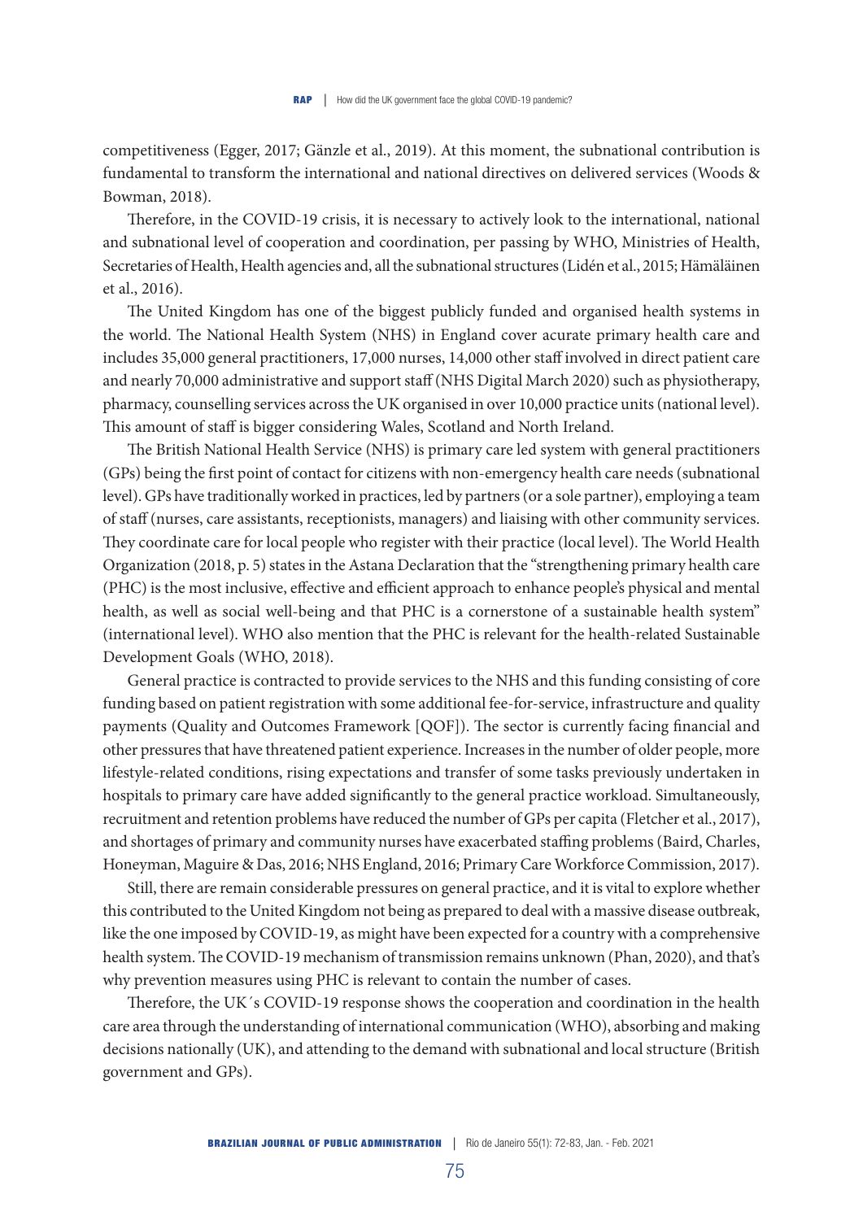competitiveness (Egger, 2017; Gänzle et al., 2019). At this moment, the subnational contribution is fundamental to transform the international and national directives on delivered services (Woods & Bowman, 2018).

Therefore, in the COVID-19 crisis, it is necessary to actively look to the international, national and subnational level of cooperation and coordination, per passing by WHO, Ministries of Health, Secretaries of Health, Health agencies and, all the subnational structures (Lidén et al., 2015; Hämäläinen et al., 2016).

The United Kingdom has one of the biggest publicly funded and organised health systems in the world. The National Health System (NHS) in England cover acurate primary health care and includes 35,000 general practitioners, 17,000 nurses, 14,000 other staff involved in direct patient care and nearly 70,000 administrative and support staff (NHS Digital March 2020) such as physiotherapy, pharmacy, counselling services across the UK organised in over 10,000 practice units (national level). This amount of staff is bigger considering Wales, Scotland and North Ireland.

The British National Health Service (NHS) is primary care led system with general practitioners (GPs) being the first point of contact for citizens with non-emergency health care needs (subnational level). GPs have traditionally worked in practices, led by partners (or a sole partner), employing a team of staff (nurses, care assistants, receptionists, managers) and liaising with other community services. They coordinate care for local people who register with their practice (local level). The World Health Organization (2018, p. 5) states in the Astana Declaration that the "strengthening primary health care (PHC) is the most inclusive, effective and efficient approach to enhance people's physical and mental health, as well as social well-being and that PHC is a cornerstone of a sustainable health system" (international level). WHO also mention that the PHC is relevant for the health-related Sustainable Development Goals (WHO, 2018).

General practice is contracted to provide services to the NHS and this funding consisting of core funding based on patient registration with some additional fee-for-service, infrastructure and quality payments (Quality and Outcomes Framework [QOF]). The sector is currently facing financial and other pressures that have threatened patient experience. Increases in the number of older people, more lifestyle-related conditions, rising expectations and transfer of some tasks previously undertaken in hospitals to primary care have added significantly to the general practice workload. Simultaneously, recruitment and retention problems have reduced the number of GPs per capita (Fletcher et al., 2017), and shortages of primary and community nurses have exacerbated staffing problems (Baird, Charles, Honeyman, Maguire & Das, 2016; NHS England, 2016; Primary Care Workforce Commission, 2017).

Still, there are remain considerable pressures on general practice, and it is vital to explore whether this contributed to the United Kingdom not being as prepared to deal with a massive disease outbreak, like the one imposed by COVID-19, as might have been expected for a country with a comprehensive health system. The COVID-19 mechanism of transmission remains unknown (Phan, 2020), and that's why prevention measures using PHC is relevant to contain the number of cases.

Therefore, the UK´s COVID-19 response shows the cooperation and coordination in the health care area through the understanding of international communication (WHO), absorbing and making decisions nationally (UK), and attending to the demand with subnational and local structure (British government and GPs).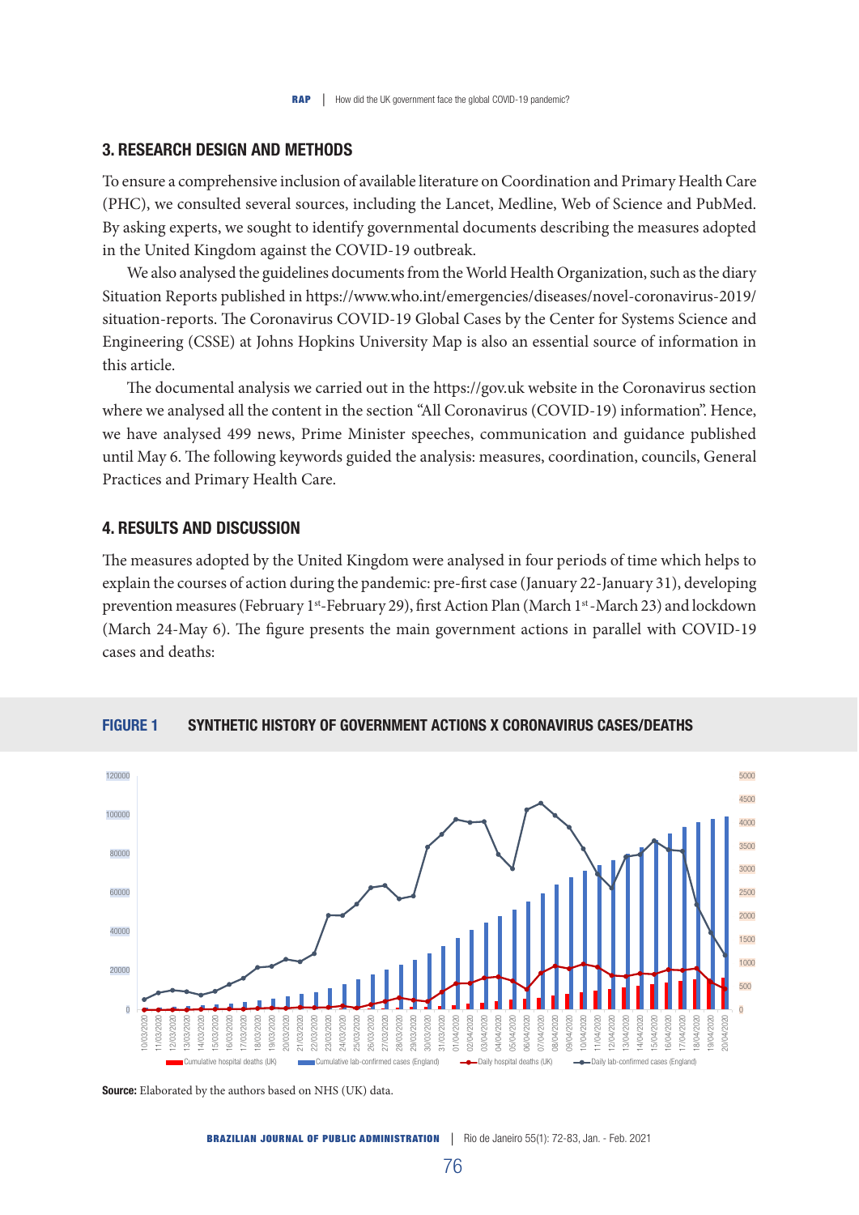## 3. RESEARCH DESIGN AND METHODS

To ensure a comprehensive inclusion of available literature on Coordination and Primary Health Care (PHC), we consulted several sources, including the Lancet, Medline, Web of Science and PubMed. By asking experts, we sought to identify governmental documents describing the measures adopted in the United Kingdom against the COVID-19 outbreak.

We also analysed the guidelines documents from the World Health Organization, such as the diary Situation Reports published in https://www.who.int/emergencies/diseases/novel-coronavirus-2019/situation-reports. The Coronavirus COVID-19 Global Cases by the Center for Systems Science and Engineering (CSSE) at Johns Hopkins University Map is also an essential source of information in this article.

The documental analysis we carried out in the https://gov.uk website in the Coronavirus section where we analysed all the content in the section "All Coronavirus (COVID-19) information". Hence, we have analysed 499 news, Prime Minister speeches, communication and guidance published until May 6. The following keywords guided the analysis: measures, coordination, councils, General Practices and Primary Health Care.

## 4. RESULTS AND DISCUSSION

The measures adopted by the United Kingdom were analysed in four periods of time which helps to explain the courses of action during the pandemic: pre-first case (January 22-January 31), developing prevention measures (February 1st-February 29), first Action Plan (March 1st-March 23) and lockdown (March 24-May 6). The figure presents the main government actions in parallel with COVID-19 cases and deaths:

**FIGURE 1 SYNTHETIC HISTORY OF GOVERNMENT ACTIONS X CORONAVIRUS CASES/DEATHS**

**Source:** Elaborated by the authors based on NHS (UK) data.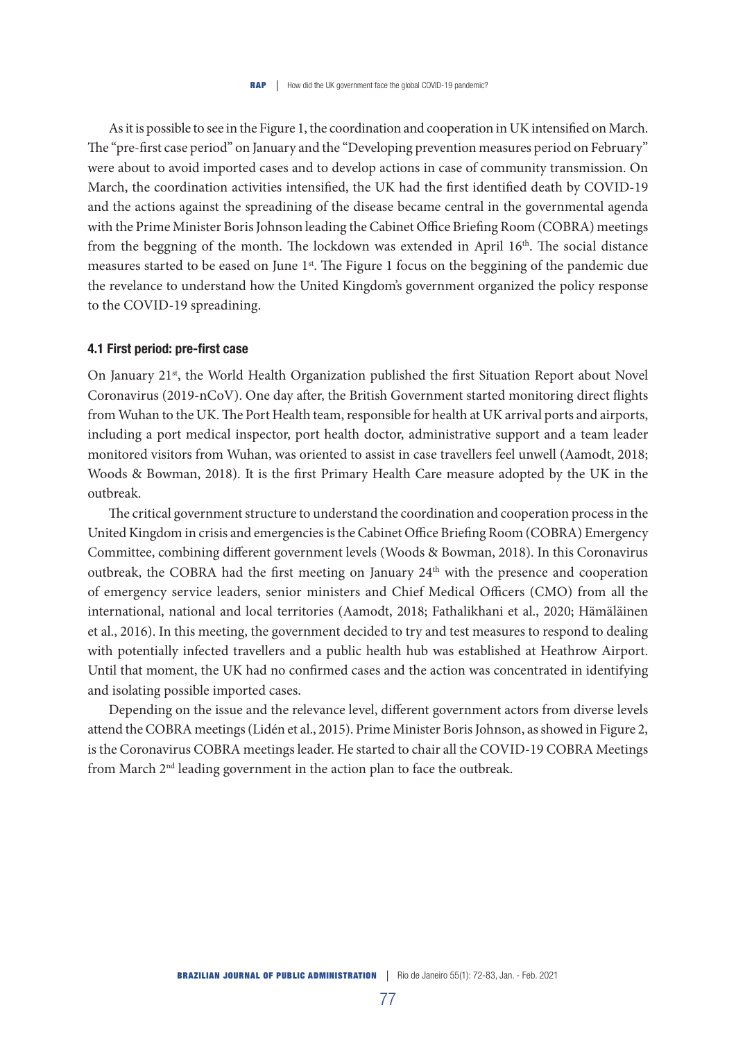As it is possible to see in the Figure 1, the coordination and cooperation in UK intensified on March. The "pre-first case period" on January and the "Developing prevention measures period on February" were about to avoid imported cases and to develop actions in case of community transmission. On March, the coordination activities intensified, the UK had the first identified death by COVID-19 and the actions against the spreadining of the disease became central in the governmental agenda with the Prime Minister Boris Johnson leading the Cabinet Office Briefing Room (COBRA) meetings from the beggning of the month. The lockdown was extended in April 16th. The social distance measures started to be eased on June 1st. The Figure 1 focus on the beggining of the pandemic due the revelance to understand how the United Kingdom's government organized the policy response to the COVID-19 spreadining.

#### 4.1 First period: pre-first case

On January 21st, the World Health Organization published the first Situation Report about Novel Coronavirus (2019-nCoV). One day after, the British Government started monitoring direct flights from Wuhan to the UK. The Port Health team, responsible for health at UK arrival ports and airports, including a port medical inspector, port health doctor, administrative support and a team leader monitored visitors from Wuhan, was oriented to assist in case travellers feel unwell (Aamodt, 2018; Woods & Bowman, 2018). It is the first Primary Health Care measure adopted by the UK in the outbreak.

The critical government structure to understand the coordination and cooperation process in the United Kingdom in crisis and emergencies is the Cabinet Office Briefing Room (COBRA) Emergency Committee, combining different government levels (Woods & Bowman, 2018). In this Coronavirus outbreak, the COBRA had the first meeting on January 24th with the presence and cooperation of emergency service leaders, senior ministers and Chief Medical Officers (CMO) from all the international, national and local territories (Aamodt, 2018; Fathalikhani et al., 2020; Hämäläinen et al., 2016). In this meeting, the government decided to try and test measures to respond to dealing with potentially infected travellers and a public health hub was established at Heathrow Airport. Until that moment, the UK had no confirmed cases and the action was concentrated in identifying and isolating possible imported cases.

Depending on the issue and the relevance level, different government actors from diverse levels attend the COBRA meetings (Lidén et al., 2015). Prime Minister Boris Johnson, as showed in Figure 2, is the Coronavirus COBRA meetings leader. He started to chair all the COVID-19 COBRA Meetings from March 2nd leading government in the action plan to face the outbreak.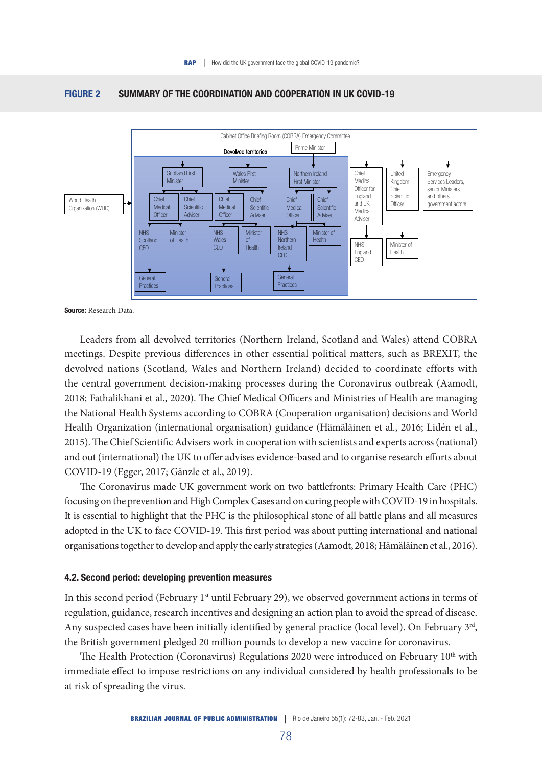**FIGURE 2 SUMMARY OF THE COORDINATION AND COOPERATION IN UK COVID-19**

Cabinet Office Briefing Room (COBRA) Emergency Committee

Prime Minister

Devolved territories

Scotland First Minister — Chief Medical Officer; Chief Scientific Adviser — NHS Scotland CEO; Minister of Health — General Practices

Wales First Minister — Chief Medical Officer; Chief Scientific Adviser — NHS Wales CEO; Minister of Health — General Practices

Northern Ireland First Minister — Chief Medical Officer; Chief Scientific Adviser — NHS Northern Ireland CEO; Minister of Health — General Practices

Chief Medical Officer for England and UK Medical Adviser — NHS England CEO; Minister of Health

United Kingdom Chief Scientific Officer

Emergency Services Leaders, senior Ministers and others government actors

World Health Organization (WHO)

**Source:** Research Data.

Leaders from all devolved territories (Northern Ireland, Scotland and Wales) attend COBRA meetings. Despite previous differences in other essential political matters, such as BREXIT, the devolved nations (Scotland, Wales and Northern Ireland) decided to coordinate efforts with the central government decision-making processes during the Coronavirus outbreak (Aamodt, 2018; Fathalikhani et al., 2020). The Chief Medical Officers and Ministries of Health are managing the National Health Systems according to COBRA (Cooperation organisation) decisions and World Health Organization (international organisation) guidance (Hämäläinen et al., 2016; Lidén et al., 2015). The Chief Scientific Advisers work in cooperation with scientists and experts across (national) and out (international) the UK to offer advises evidence-based and to organise research efforts about COVID-19 (Egger, 2017; Gänzle et al., 2019).

The Coronavirus made UK government work on two battlefronts: Primary Health Care (PHC) focusing on the prevention and High Complex Cases and on curing people with COVID-19 in hospitals. It is essential to highlight that the PHC is the philosophical stone of all battle plans and all measures adopted in the UK to face COVID-19. This first period was about putting international and national organisations together to develop and apply the early strategies (Aamodt, 2018; Hämäläinen et al., 2016).

### 4.2. Second period: developing prevention measures

In this second period (February 1st until February 29), we observed government actions in terms of regulation, guidance, research incentives and designing an action plan to avoid the spread of disease. Any suspected cases have been initially identified by general practice (local level). On February 3rd, the British government pledged 20 million pounds to develop a new vaccine for coronavirus.

The Health Protection (Coronavirus) Regulations 2020 were introduced on February 10th with immediate effect to impose restrictions on any individual considered by health professionals to be at risk of spreading the virus.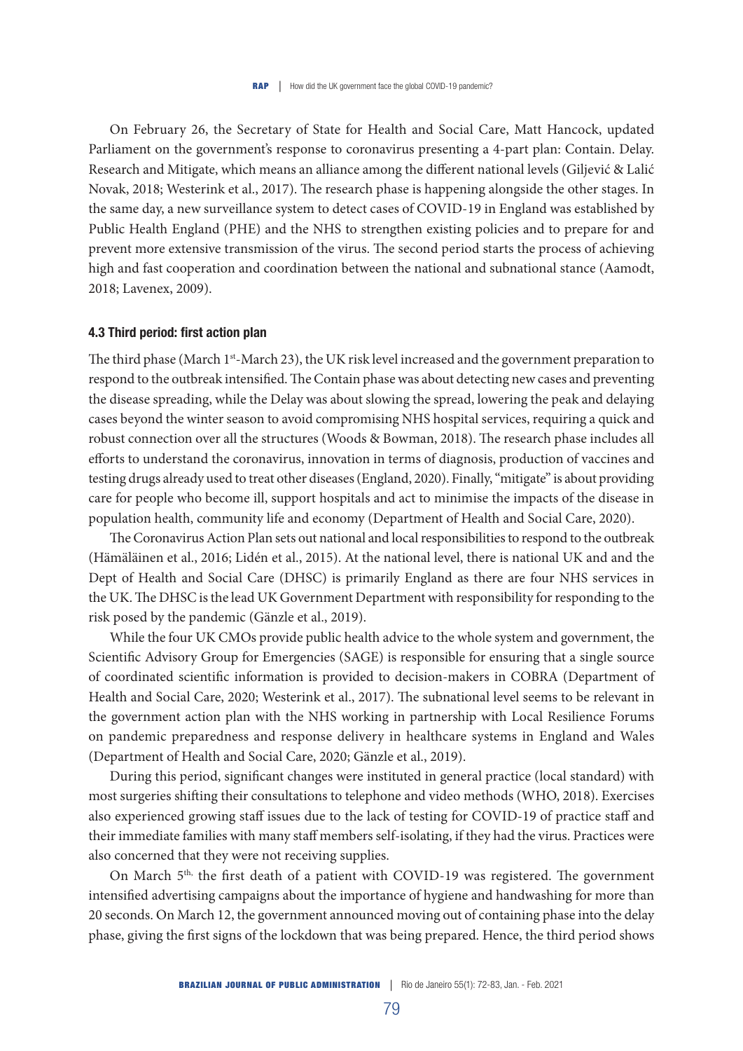On February 26, the Secretary of State for Health and Social Care, Matt Hancock, updated Parliament on the government's response to coronavirus presenting a 4-part plan: Contain. Delay. Research and Mitigate, which means an alliance among the different national levels (Giljević & Lalić Novak, 2018; Westerink et al., 2017). The research phase is happening alongside the other stages. In the same day, a new surveillance system to detect cases of COVID-19 in England was established by Public Health England (PHE) and the NHS to strengthen existing policies and to prepare for and prevent more extensive transmission of the virus. The second period starts the process of achieving high and fast cooperation and coordination between the national and subnational stance (Aamodt, 2018; Lavenex, 2009).

#### 4.3 Third period: first action plan

The third phase (March 1st-March 23), the UK risk level increased and the government preparation to respond to the outbreak intensified. The Contain phase was about detecting new cases and preventing the disease spreading, while the Delay was about slowing the spread, lowering the peak and delaying cases beyond the winter season to avoid compromising NHS hospital services, requiring a quick and robust connection over all the structures (Woods & Bowman, 2018). The research phase includes all efforts to understand the coronavirus, innovation in terms of diagnosis, production of vaccines and testing drugs already used to treat other diseases (England, 2020). Finally, "mitigate" is about providing care for people who become ill, support hospitals and act to minimise the impacts of the disease in population health, community life and economy (Department of Health and Social Care, 2020).

The Coronavirus Action Plan sets out national and local responsibilities to respond to the outbreak (Hämäläinen et al., 2016; Lidén et al., 2015). At the national level, there is national UK and and the Dept of Health and Social Care (DHSC) is primarily England as there are four NHS services in the UK. The DHSC is the lead UK Government Department with responsibility for responding to the risk posed by the pandemic (Gänzle et al., 2019).

While the four UK CMOs provide public health advice to the whole system and government, the Scientific Advisory Group for Emergencies (SAGE) is responsible for ensuring that a single source of coordinated scientific information is provided to decision-makers in COBRA (Department of Health and Social Care, 2020; Westerink et al., 2017). The subnational level seems to be relevant in the government action plan with the NHS working in partnership with Local Resilience Forums on pandemic preparedness and response delivery in healthcare systems in England and Wales (Department of Health and Social Care, 2020; Gänzle et al., 2019).

During this period, significant changes were instituted in general practice (local standard) with most surgeries shifting their consultations to telephone and video methods (WHO, 2018). Exercises also experienced growing staff issues due to the lack of testing for COVID-19 of practice staff and their immediate families with many staff members self-isolating, if they had the virus. Practices were also concerned that they were not receiving supplies.

On March 5th, the first death of a patient with COVID-19 was registered. The government intensified advertising campaigns about the importance of hygiene and handwashing for more than 20 seconds. On March 12, the government announced moving out of containing phase into the delay phase, giving the first signs of the lockdown that was being prepared. Hence, the third period shows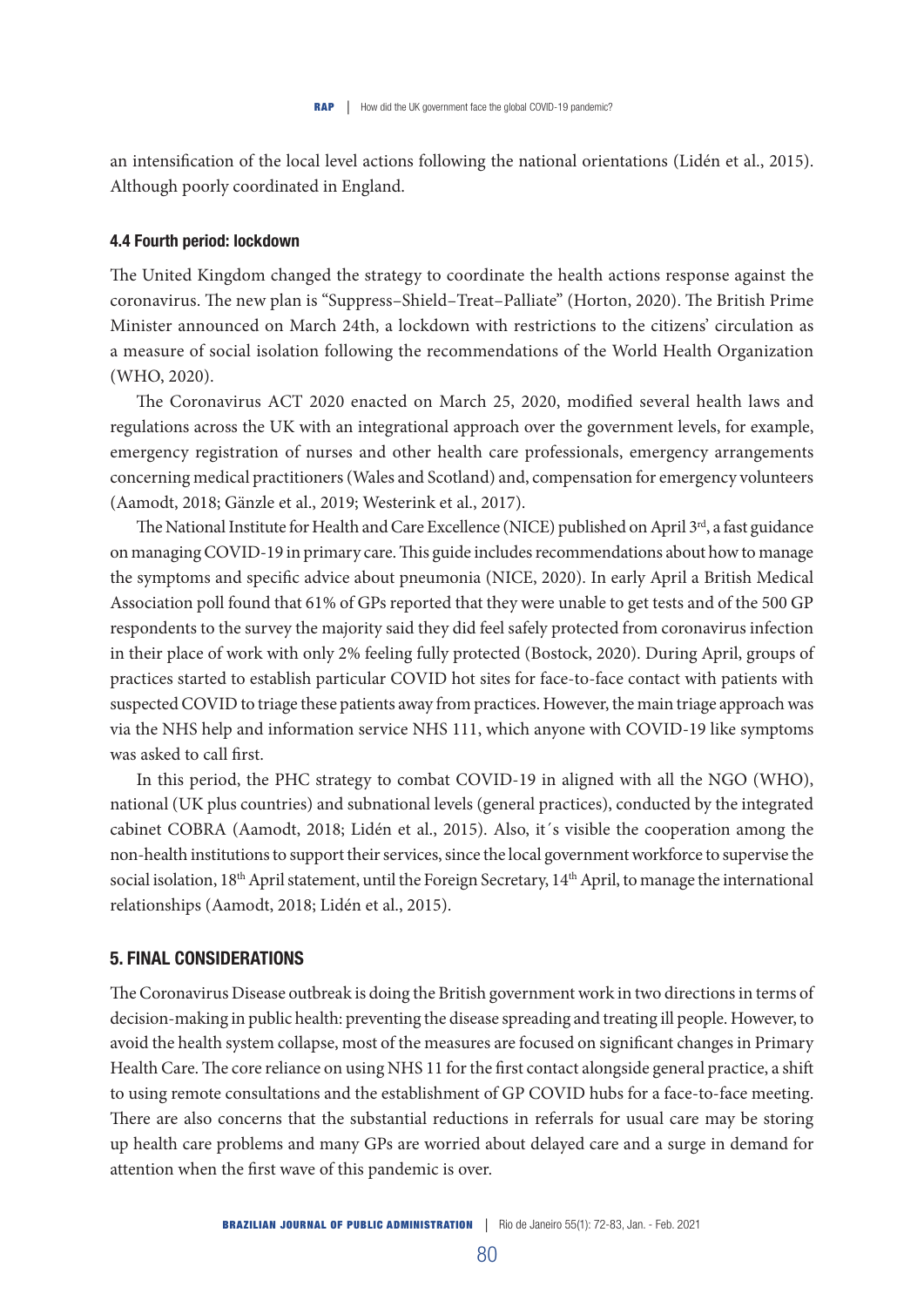an intensification of the local level actions following the national orientations (Lidén et al., 2015). Although poorly coordinated in England.

### 4.4 Fourth period: lockdown

The United Kingdom changed the strategy to coordinate the health actions response against the coronavirus. The new plan is "Suppress–Shield–Treat–Palliate" (Horton, 2020). The British Prime Minister announced on March 24th, a lockdown with restrictions to the citizens' circulation as a measure of social isolation following the recommendations of the World Health Organization (WHO, 2020).

The Coronavirus ACT 2020 enacted on March 25, 2020, modified several health laws and regulations across the UK with an integrational approach over the government levels, for example, emergency registration of nurses and other health care professionals, emergency arrangements concerning medical practitioners (Wales and Scotland) and, compensation for emergency volunteers (Aamodt, 2018; Gänzle et al., 2019; Westerink et al., 2017).

The National Institute for Health and Care Excellence (NICE) published on April 3rd, a fast guidance on managing COVID-19 in primary care. This guide includes recommendations about how to manage the symptoms and specific advice about pneumonia (NICE, 2020). In early April a British Medical Association poll found that 61% of GPs reported that they were unable to get tests and of the 500 GP respondents to the survey the majority said they did feel safely protected from coronavirus infection in their place of work with only 2% feeling fully protected (Bostock, 2020). During April, groups of practices started to establish particular COVID hot sites for face-to-face contact with patients with suspected COVID to triage these patients away from practices. However, the main triage approach was via the NHS help and information service NHS 111, which anyone with COVID-19 like symptoms was asked to call first.

In this period, the PHC strategy to combat COVID-19 in aligned with all the NGO (WHO), national (UK plus countries) and subnational levels (general practices), conducted by the integrated cabinet COBRA (Aamodt, 2018; Lidén et al., 2015). Also, it´s visible the cooperation among the non-health institutions to support their services, since the local government workforce to supervise the social isolation, 18th April statement, until the Foreign Secretary, 14th April, to manage the international relationships (Aamodt, 2018; Lidén et al., 2015).

## 5. FINAL CONSIDERATIONS

The Coronavirus Disease outbreak is doing the British government work in two directions in terms of decision-making in public health: preventing the disease spreading and treating ill people. However, to avoid the health system collapse, most of the measures are focused on significant changes in Primary Health Care. The core reliance on using NHS 11 for the first contact alongside general practice, a shift to using remote consultations and the establishment of GP COVID hubs for a face-to-face meeting. There are also concerns that the substantial reductions in referrals for usual care may be storing up health care problems and many GPs are worried about delayed care and a surge in demand for attention when the first wave of this pandemic is over.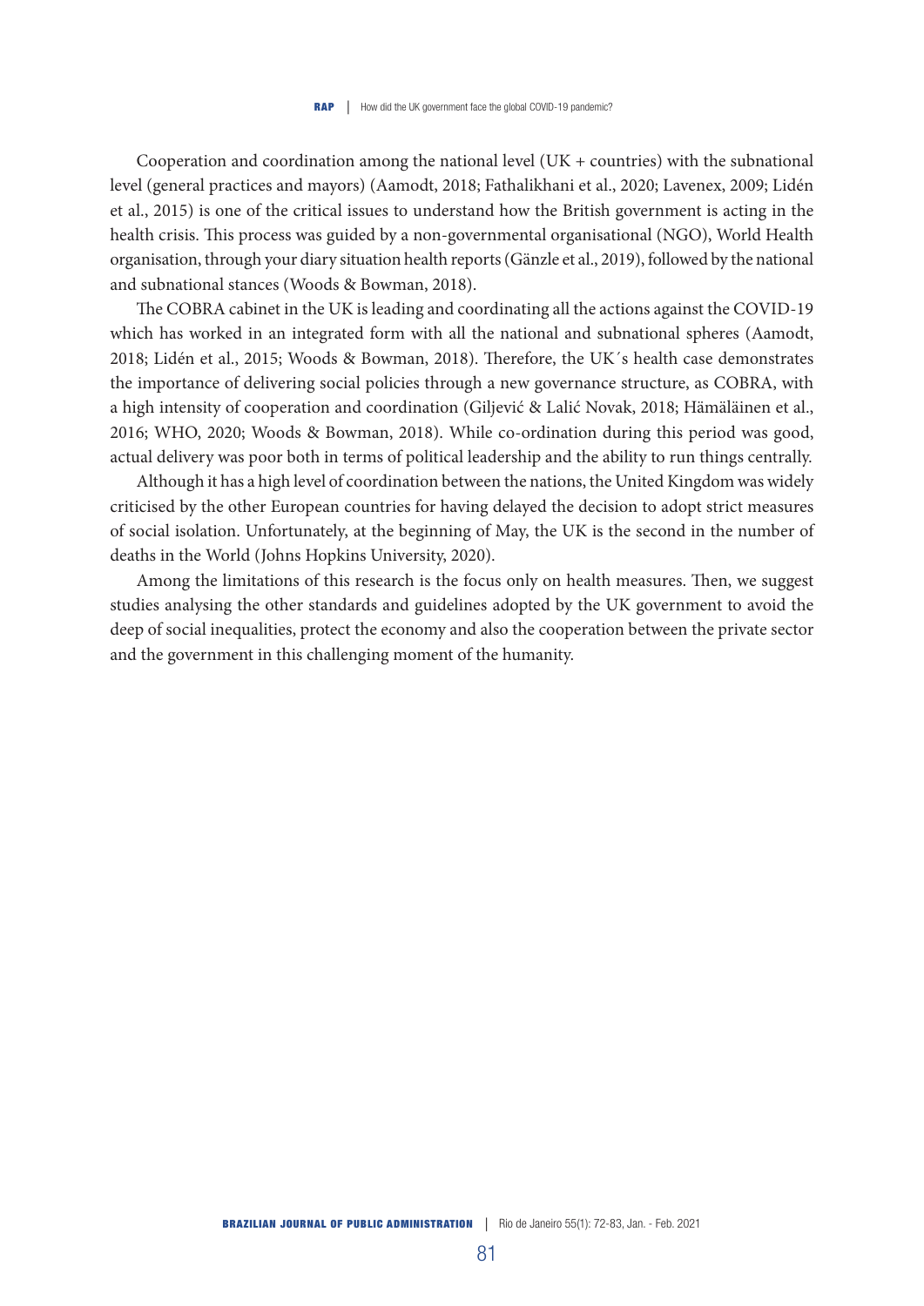Cooperation and coordination among the national level (UK + countries) with the subnational level (general practices and mayors) (Aamodt, 2018; Fathalikhani et al., 2020; Lavenex, 2009; Lidén et al., 2015) is one of the critical issues to understand how the British government is acting in the health crisis. This process was guided by a non-governmental organisational (NGO), World Health organisation, through your diary situation health reports (Gänzle et al., 2019), followed by the national and subnational stances (Woods & Bowman, 2018).

The COBRA cabinet in the UK is leading and coordinating all the actions against the COVID-19 which has worked in an integrated form with all the national and subnational spheres (Aamodt, 2018; Lidén et al., 2015; Woods & Bowman, 2018). Therefore, the UK´s health case demonstrates the importance of delivering social policies through a new governance structure, as COBRA, with a high intensity of cooperation and coordination (Giljević & Lalić Novak, 2018; Hämäläinen et al., 2016; WHO, 2020; Woods & Bowman, 2018). While co-ordination during this period was good, actual delivery was poor both in terms of political leadership and the ability to run things centrally.

Although it has a high level of coordination between the nations, the United Kingdom was widely criticised by the other European countries for having delayed the decision to adopt strict measures of social isolation. Unfortunately, at the beginning of May, the UK is the second in the number of deaths in the World (Johns Hopkins University, 2020).

Among the limitations of this research is the focus only on health measures. Then, we suggest studies analysing the other standards and guidelines adopted by the UK government to avoid the deep of social inequalities, protect the economy and also the cooperation between the private sector and the government in this challenging moment of the humanity.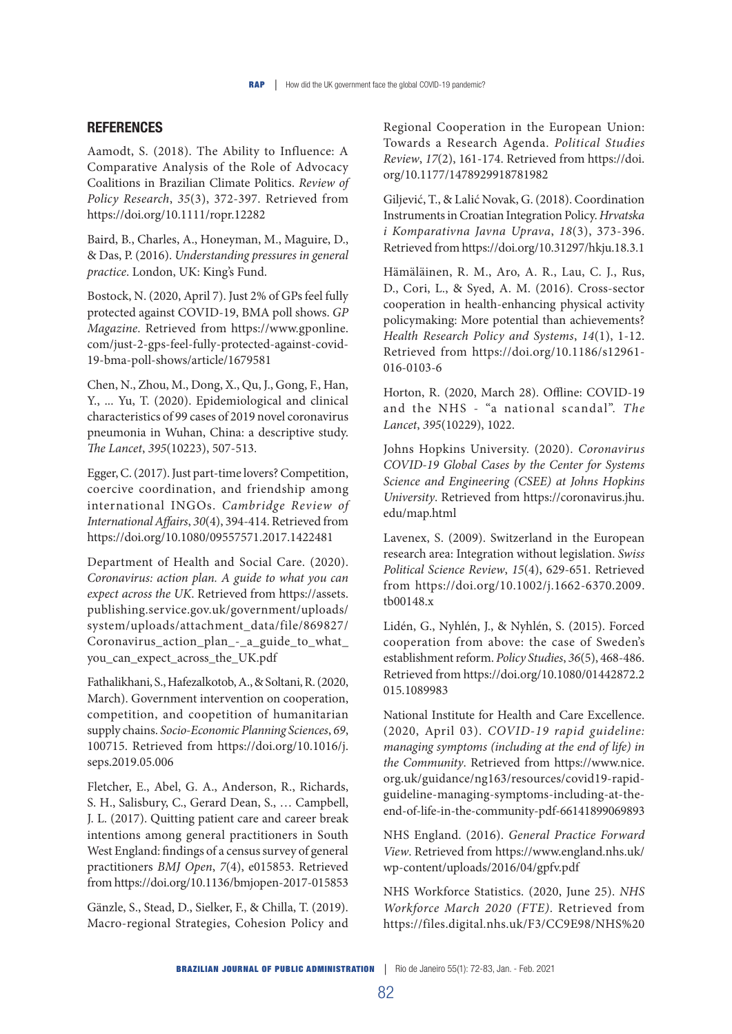## REFERENCES

Aamodt, S. (2018). The Ability to Influence: A Comparative Analysis of the Role of Advocacy Coalitions in Brazilian Climate Politics. *Review of Policy Research*, *35*(3), 372-397. Retrieved from https://doi.org/10.1111/ropr.12282

Baird, B., Charles, A., Honeyman, M., Maguire, D., & Das, P. (2016). *Understanding pressures in general practice*. London, UK: King's Fund.

Bostock, N. (2020, April 7). Just 2% of GPs feel fully protected against COVID-19, BMA poll shows. *GP Magazine*. Retrieved from https://www.gponline.com/just-2-gps-feel-fully-protected-against-covid-19-bma-poll-shows/article/1679581

Chen, N., Zhou, M., Dong, X., Qu, J., Gong, F., Han, Y., ... Yu, T. (2020). Epidemiological and clinical characteristics of 99 cases of 2019 novel coronavirus pneumonia in Wuhan, China: a descriptive study. *The Lancet*, *395*(10223), 507-513.

Egger, C. (2017). Just part-time lovers? Competition, coercive coordination, and friendship among international INGOs. *Cambridge Review of International Affairs*, *30*(4), 394-414. Retrieved from https://doi.org/10.1080/09557571.2017.1422481

Department of Health and Social Care. (2020). *Coronavirus: action plan. A guide to what you can expect across the UK*. Retrieved from https://assets.publishing.service.gov.uk/government/uploads/system/uploads/attachment_data/file/869827/Coronavirus_action_plan_-_a_guide_to_what_you_can_expect_across_the_UK.pdf

Fathalikhani, S., Hafezalkotob, A., & Soltani, R. (2020, March). Government intervention on cooperation, competition, and coopetition of humanitarian supply chains. *Socio-Economic Planning Sciences*, *69*, 100715. Retrieved from https://doi.org/10.1016/j.seps.2019.05.006

Fletcher, E., Abel, G. A., Anderson, R., Richards, S. H., Salisbury, C., Gerard Dean, S., … Campbell, J. L. (2017). Quitting patient care and career break intentions among general practitioners in South West England: findings of a census survey of general practitioners *BMJ Open*, *7*(4), e015853. Retrieved from https://doi.org/10.1136/bmjopen-2017-015853

Gänzle, S., Stead, D., Sielker, F., & Chilla, T. (2019). Macro-regional Strategies, Cohesion Policy and Regional Cooperation in the European Union: Towards a Research Agenda. *Political Studies Review*, *17*(2), 161-174. Retrieved from https://doi.org/10.1177/1478929918781982

Giljević, T., & Lalić Novak, G. (2018). Coordination Instruments in Croatian Integration Policy. *Hrvatska i Komparativna Javna Uprava*, *18*(3), 373-396. Retrieved from https://doi.org/10.31297/hkju.18.3.1

Hämäläinen, R. M., Aro, A. R., Lau, C. J., Rus, D., Cori, L., & Syed, A. M. (2016). Cross-sector cooperation in health-enhancing physical activity policymaking: More potential than achievements? *Health Research Policy and Systems*, *14*(1), 1-12. Retrieved from https://doi.org/10.1186/s12961-016-0103-6

Horton, R. (2020, March 28). Offline: COVID-19 and the NHS - "a national scandal". *The Lancet*, *395*(10229), 1022.

Johns Hopkins University. (2020). *Coronavirus COVID-19 Global Cases by the Center for Systems Science and Engineering (CSEE) at Johns Hopkins University*. Retrieved from https://coronavirus.jhu.edu/map.html

Lavenex, S. (2009). Switzerland in the European research area: Integration without legislation. *Swiss Political Science Review*, *15*(4), 629-651. Retrieved from https://doi.org/10.1002/j.1662-6370.2009.tb00148.x

Lidén, G., Nyhlén, J., & Nyhlén, S. (2015). Forced cooperation from above: the case of Sweden's establishment reform. *Policy Studies*, *36*(5), 468-486. Retrieved from https://doi.org/10.1080/01442872.2015.1089983

National Institute for Health and Care Excellence. (2020, April 03). *COVID-19 rapid guideline: managing symptoms (including at the end of life) in the Community*. Retrieved from https://www.nice.org.uk/guidance/ng163/resources/covid19-rapid-guideline-managing-symptoms-including-at-the-end-of-life-in-the-community-pdf-66141899069893

NHS England. (2016). *General Practice Forward View*. Retrieved from https://www.england.nhs.uk/wp-content/uploads/2016/04/gpfv.pdf

NHS Workforce Statistics. (2020, June 25). *NHS Workforce March 2020 (FTE)*. Retrieved from https://files.digital.nhs.uk/F3/CC9E98/NHS%20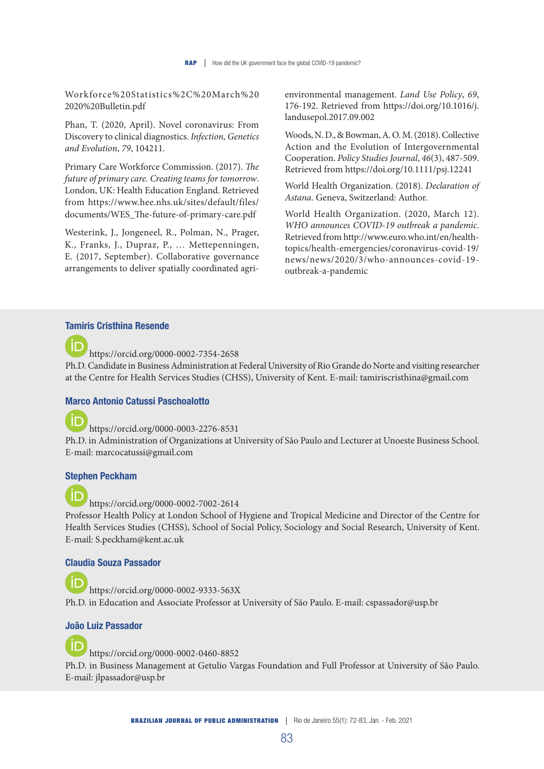Workforce%20Statistics%2C%20March%20 2020%20Bulletin.pdf

Phan, T. (2020, April). Novel coronavirus: From Discovery to clinical diagnostics. *Infection, Genetics and Evolution*, *79*, 104211.

Primary Care Workforce Commission. (2017). *The future of primary care. Creating teams for tomorrow*. London, UK: Health Education England. Retrieved from https://www.hee.nhs.uk/sites/default/files/documents/WES_The-future-of-primary-care.pdf

Westerink, J., Jongeneel, R., Polman, N., Prager, K., Franks, J., Dupraz, P., ... Mettepenningen, E. (2017, September). Collaborative governance arrangements to deliver spatially coordinated agri-environmental management. *Land Use Policy*, *69*, 176-192. Retrieved from https://doi.org/10.1016/j.landusepol.2017.09.002

Woods, N. D., & Bowman, A. O. M. (2018). Collective Action and the Evolution of Intergovernmental Cooperation. *Policy Studies Journal*, *46*(3), 487-509. Retrieved from https://doi.org/10.1111/psj.12241

World Health Organization. (2018). *Declaration of Astana*. Geneva, Switzerland: Author.

World Health Organization. (2020, March 12). *WHO announces COVID-19 outbreak a pandemic*. Retrieved from http://www.euro.who.int/en/health-topics/health-emergencies/coronavirus-covid-19/news/news/2020/3/who-announces-covid-19-outbreak-a-pandemic

**Tamiris Cristhina Resende**

https://orcid.org/0000-0002-7354-2658

Ph.D. Candidate in Business Administration at Federal University of Rio Grande do Norte and visiting researcher at the Centre for Health Services Studies (CHSS), University of Kent. E-mail: tamiriscristhina@gmail.com

**Marco Antonio Catussi Paschoalotto**

https://orcid.org/0000-0003-2276-8531

Ph.D. in Administration of Organizations at University of São Paulo and Lecturer at Unoeste Business School. E-mail: marcocatussi@gmail.com

**Stephen Peckham**

https://orcid.org/0000-0002-7002-2614

Professor Health Policy at London School of Hygiene and Tropical Medicine and Director of the Centre for Health Services Studies (CHSS), School of Social Policy, Sociology and Social Research, University of Kent. E-mail: S.peckham@kent.ac.uk

**Claudia Souza Passador**

https://orcid.org/0000-0002-9333-563X

Ph.D. in Education and Associate Professor at University of São Paulo. E-mail: cspassador@usp.br

**João Luiz Passador**

https://orcid.org/0000-0002-0460-8852

Ph.D. in Business Management at Getulio Vargas Foundation and Full Professor at University of São Paulo. E-mail: jlpassador@usp.br